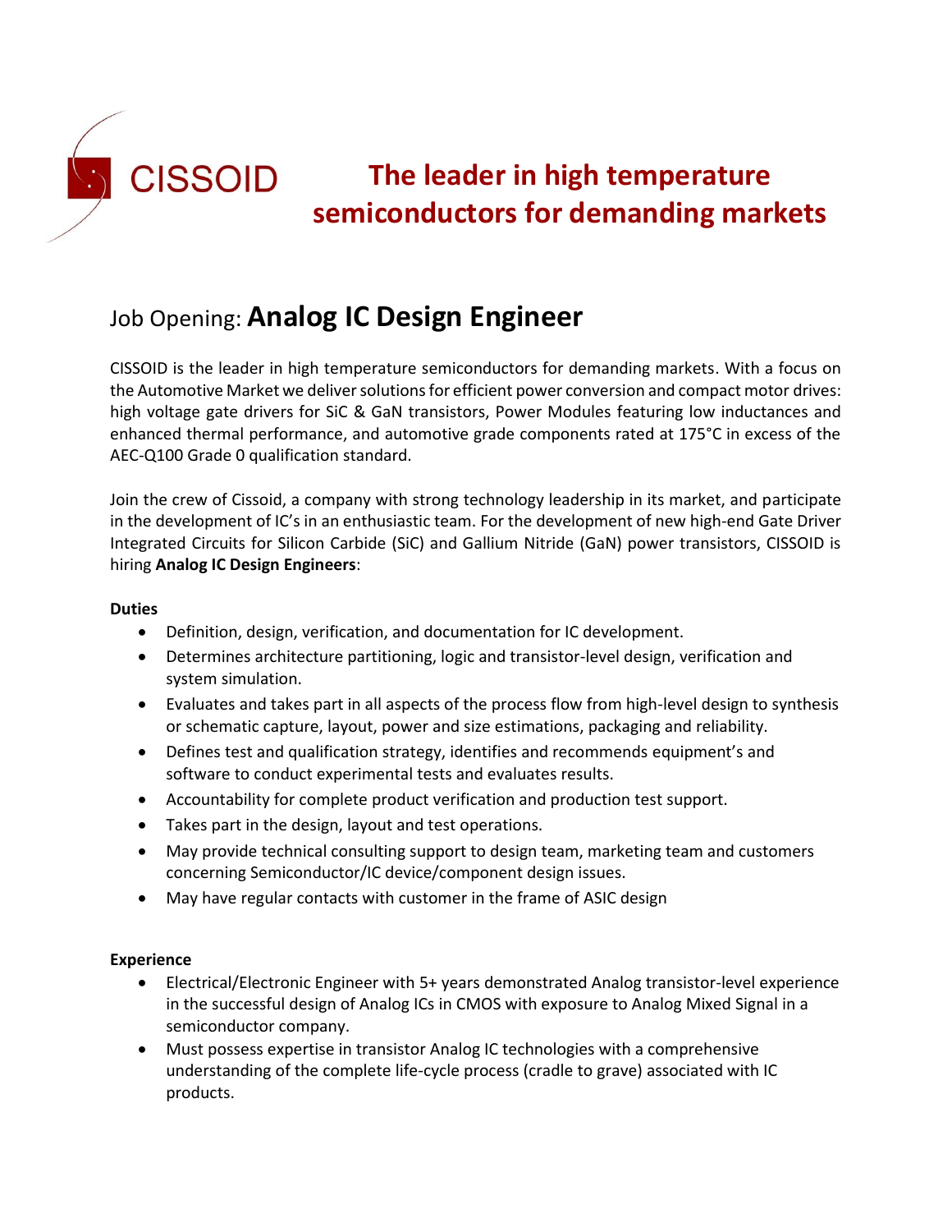CISSOID

**The leader in high temperature semiconductors for demanding markets**

# Job Opening: **Analog IC Design Engineer**

CISSOID is the leader in high temperature semiconductors for demanding markets. With a focus on the Automotive Market we deliver solutions for efficient power conversion and compact motor drives: high voltage gate drivers for SiC & GaN transistors, Power Modules featuring low inductances and enhanced thermal performance, and automotive grade components rated at 175°C in excess of the AEC-Q100 Grade 0 qualification standard.

Join the crew of Cissoid, a company with strong technology leadership in its market, and participate in the development of IC's in an enthusiastic team. For the development of new high-end Gate Driver Integrated Circuits for Silicon Carbide (SiC) and Gallium Nitride (GaN) power transistors, CISSOID is hiring **Analog IC Design Engineers**:

**Duties**

- Definition, design, verification, and documentation for IC development.
- Determines architecture partitioning, logic and transistor-level design, verification and system simulation.
- Evaluates and takes part in all aspects of the process flow from high-level design to synthesis or schematic capture, layout, power and size estimations, packaging and reliability.
- Defines test and qualification strategy, identifies and recommends equipment's and software to conduct experimental tests and evaluates results.
- Accountability for complete product verification and production test support.
- Takes part in the design, layout and test operations.
- May provide technical consulting support to design team, marketing team and customers concerning Semiconductor/IC device/component design issues.
- May have regular contacts with customer in the frame of ASIC design

**Experience**

- Electrical/Electronic Engineer with 5+ years demonstrated Analog transistor-level experience in the successful design of Analog ICs in CMOS with exposure to Analog Mixed Signal in a semiconductor company.
- Must possess expertise in transistor Analog IC technologies with a comprehensive understanding of the complete life-cycle process (cradle to grave) associated with IC products.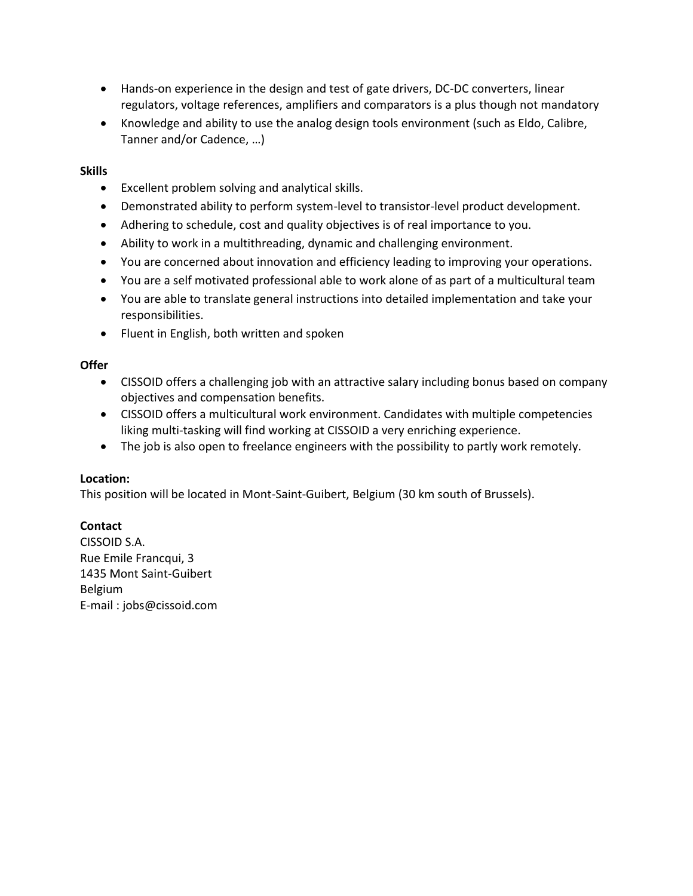- Hands-on experience in the design and test of gate drivers, DC-DC converters, linear regulators, voltage references, amplifiers and comparators is a plus though not mandatory
- Knowledge and ability to use the analog design tools environment (such as Eldo, Calibre, Tanner and/or Cadence, …)

**Skills**

- Excellent problem solving and analytical skills.
- Demonstrated ability to perform system-level to transistor-level product development.
- Adhering to schedule, cost and quality objectives is of real importance to you.
- Ability to work in a multithreading, dynamic and challenging environment.
- You are concerned about innovation and efficiency leading to improving your operations.
- You are a self motivated professional able to work alone of as part of a multicultural team
- You are able to translate general instructions into detailed implementation and take your responsibilities.
- Fluent in English, both written and spoken

**Offer**

- CISSOID offers a challenging job with an attractive salary including bonus based on company objectives and compensation benefits.
- CISSOID offers a multicultural work environment. Candidates with multiple competencies liking multi-tasking will find working at CISSOID a very enriching experience.
- The job is also open to freelance engineers with the possibility to partly work remotely.

**Location:**

This position will be located in Mont-Saint-Guibert, Belgium (30 km south of Brussels).

**Contact**

CISSOID S.A.
Rue Emile Francqui, 3
1435 Mont Saint-Guibert
Belgium
E-mail : jobs@cissoid.com